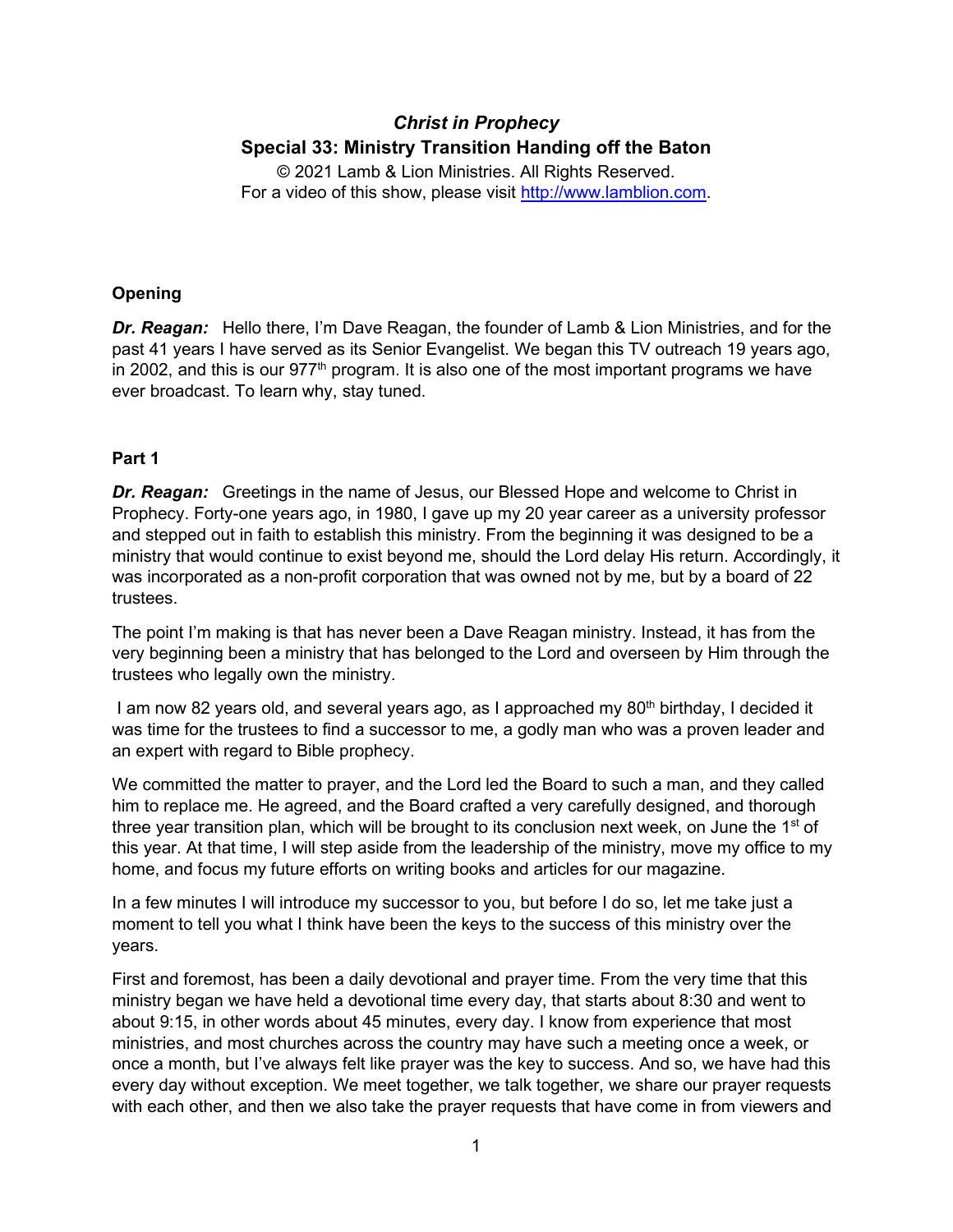# *Christ in Prophecy*

## Special 33: Ministry Transition Handing off the Baton

© 2021 Lamb & Lion Ministries. All Rights Reserved.
For a video of this show, please visit http://www.lamblion.com.

### Opening

***Dr. Reagan:*** Hello there, I'm Dave Reagan, the founder of Lamb & Lion Ministries, and for the past 41 years I have served as its Senior Evangelist. We began this TV outreach 19 years ago, in 2002, and this is our 977th program. It is also one of the most important programs we have ever broadcast. To learn why, stay tuned.

### Part 1

***Dr. Reagan:*** Greetings in the name of Jesus, our Blessed Hope and welcome to Christ in Prophecy. Forty-one years ago, in 1980, I gave up my 20 year career as a university professor and stepped out in faith to establish this ministry. From the beginning it was designed to be a ministry that would continue to exist beyond me, should the Lord delay His return. Accordingly, it was incorporated as a non-profit corporation that was owned not by me, but by a board of 22 trustees.

The point I'm making is that has never been a Dave Reagan ministry. Instead, it has from the very beginning been a ministry that has belonged to the Lord and overseen by Him through the trustees who legally own the ministry.

I am now 82 years old, and several years ago, as I approached my 80th birthday, I decided it was time for the trustees to find a successor to me, a godly man who was a proven leader and an expert with regard to Bible prophecy.

We committed the matter to prayer, and the Lord led the Board to such a man, and they called him to replace me. He agreed, and the Board crafted a very carefully designed, and thorough three year transition plan, which will be brought to its conclusion next week, on June the 1st of this year. At that time, I will step aside from the leadership of the ministry, move my office to my home, and focus my future efforts on writing books and articles for our magazine.

In a few minutes I will introduce my successor to you, but before I do so, let me take just a moment to tell you what I think have been the keys to the success of this ministry over the years.

First and foremost, has been a daily devotional and prayer time. From the very time that this ministry began we have held a devotional time every day, that starts about 8:30 and went to about 9:15, in other words about 45 minutes, every day. I know from experience that most ministries, and most churches across the country may have such a meeting once a week, or once a month, but I've always felt like prayer was the key to success. And so, we have had this every day without exception. We meet together, we talk together, we share our prayer requests with each other, and then we also take the prayer requests that have come in from viewers and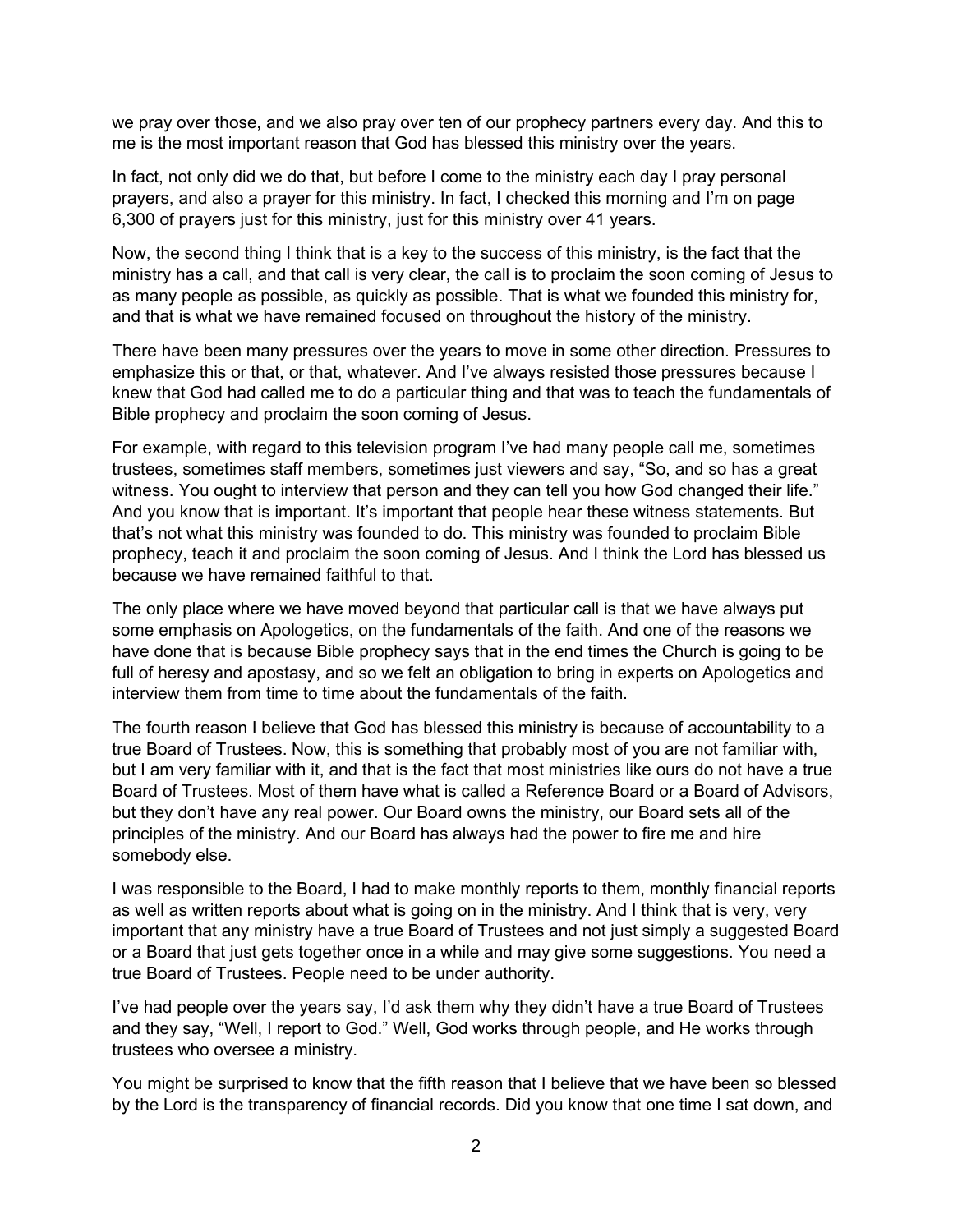we pray over those, and we also pray over ten of our prophecy partners every day. And this to me is the most important reason that God has blessed this ministry over the years.

In fact, not only did we do that, but before I come to the ministry each day I pray personal prayers, and also a prayer for this ministry. In fact, I checked this morning and I'm on page 6,300 of prayers just for this ministry, just for this ministry over 41 years.

Now, the second thing I think that is a key to the success of this ministry, is the fact that the ministry has a call, and that call is very clear, the call is to proclaim the soon coming of Jesus to as many people as possible, as quickly as possible. That is what we founded this ministry for, and that is what we have remained focused on throughout the history of the ministry.

There have been many pressures over the years to move in some other direction. Pressures to emphasize this or that, or that, whatever. And I've always resisted those pressures because I knew that God had called me to do a particular thing and that was to teach the fundamentals of Bible prophecy and proclaim the soon coming of Jesus.

For example, with regard to this television program I've had many people call me, sometimes trustees, sometimes staff members, sometimes just viewers and say, "So, and so has a great witness. You ought to interview that person and they can tell you how God changed their life." And you know that is important. It's important that people hear these witness statements. But that's not what this ministry was founded to do. This ministry was founded to proclaim Bible prophecy, teach it and proclaim the soon coming of Jesus. And I think the Lord has blessed us because we have remained faithful to that.

The only place where we have moved beyond that particular call is that we have always put some emphasis on Apologetics, on the fundamentals of the faith. And one of the reasons we have done that is because Bible prophecy says that in the end times the Church is going to be full of heresy and apostasy, and so we felt an obligation to bring in experts on Apologetics and interview them from time to time about the fundamentals of the faith.

The fourth reason I believe that God has blessed this ministry is because of accountability to a true Board of Trustees. Now, this is something that probably most of you are not familiar with, but I am very familiar with it, and that is the fact that most ministries like ours do not have a true Board of Trustees. Most of them have what is called a Reference Board or a Board of Advisors, but they don't have any real power. Our Board owns the ministry, our Board sets all of the principles of the ministry. And our Board has always had the power to fire me and hire somebody else.

I was responsible to the Board, I had to make monthly reports to them, monthly financial reports as well as written reports about what is going on in the ministry. And I think that is very, very important that any ministry have a true Board of Trustees and not just simply a suggested Board or a Board that just gets together once in a while and may give some suggestions. You need a true Board of Trustees. People need to be under authority.

I've had people over the years say, I'd ask them why they didn't have a true Board of Trustees and they say, "Well, I report to God." Well, God works through people, and He works through trustees who oversee a ministry.

You might be surprised to know that the fifth reason that I believe that we have been so blessed by the Lord is the transparency of financial records. Did you know that one time I sat down, and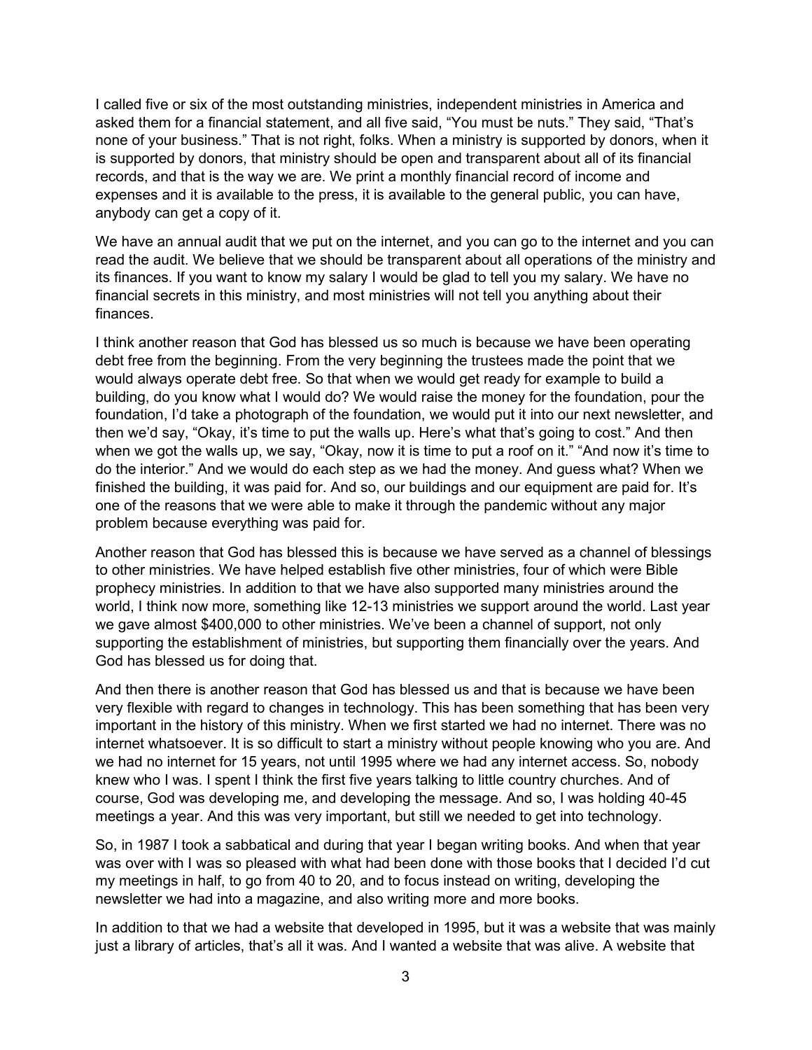I called five or six of the most outstanding ministries, independent ministries in America and asked them for a financial statement, and all five said, "You must be nuts." They said, "That's none of your business." That is not right, folks. When a ministry is supported by donors, when it is supported by donors, that ministry should be open and transparent about all of its financial records, and that is the way we are. We print a monthly financial record of income and expenses and it is available to the press, it is available to the general public, you can have, anybody can get a copy of it.

We have an annual audit that we put on the internet, and you can go to the internet and you can read the audit. We believe that we should be transparent about all operations of the ministry and its finances. If you want to know my salary I would be glad to tell you my salary. We have no financial secrets in this ministry, and most ministries will not tell you anything about their finances.

I think another reason that God has blessed us so much is because we have been operating debt free from the beginning. From the very beginning the trustees made the point that we would always operate debt free. So that when we would get ready for example to build a building, do you know what I would do? We would raise the money for the foundation, pour the foundation, I'd take a photograph of the foundation, we would put it into our next newsletter, and then we'd say, "Okay, it's time to put the walls up. Here's what that's going to cost." And then when we got the walls up, we say, "Okay, now it is time to put a roof on it." "And now it's time to do the interior." And we would do each step as we had the money. And guess what? When we finished the building, it was paid for. And so, our buildings and our equipment are paid for. It's one of the reasons that we were able to make it through the pandemic without any major problem because everything was paid for.

Another reason that God has blessed this is because we have served as a channel of blessings to other ministries. We have helped establish five other ministries, four of which were Bible prophecy ministries. In addition to that we have also supported many ministries around the world, I think now more, something like 12-13 ministries we support around the world. Last year we gave almost $400,000 to other ministries. We've been a channel of support, not only supporting the establishment of ministries, but supporting them financially over the years. And God has blessed us for doing that.

And then there is another reason that God has blessed us and that is because we have been very flexible with regard to changes in technology. This has been something that has been very important in the history of this ministry. When we first started we had no internet. There was no internet whatsoever. It is so difficult to start a ministry without people knowing who you are. And we had no internet for 15 years, not until 1995 where we had any internet access. So, nobody knew who I was. I spent I think the first five years talking to little country churches. And of course, God was developing me, and developing the message. And so, I was holding 40-45 meetings a year. And this was very important, but still we needed to get into technology.

So, in 1987 I took a sabbatical and during that year I began writing books. And when that year was over with I was so pleased with what had been done with those books that I decided I'd cut my meetings in half, to go from 40 to 20, and to focus instead on writing, developing the newsletter we had into a magazine, and also writing more and more books.

In addition to that we had a website that developed in 1995, but it was a website that was mainly just a library of articles, that's all it was. And I wanted a website that was alive. A website that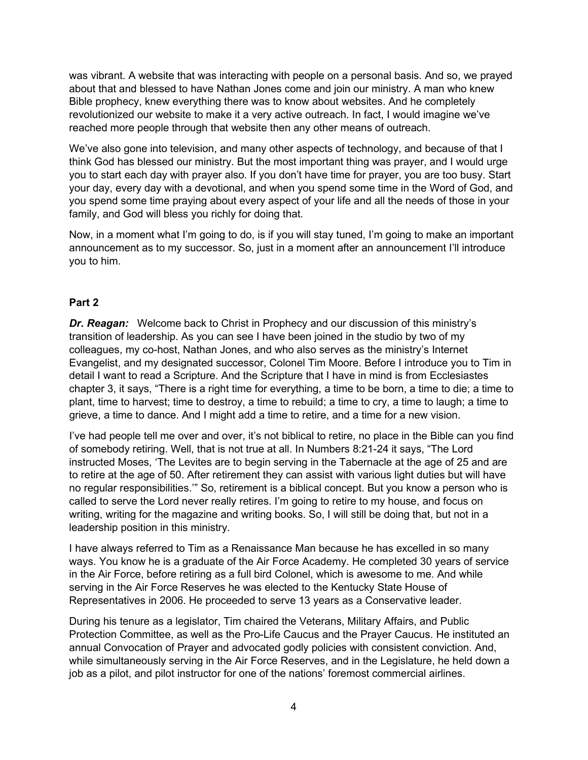was vibrant. A website that was interacting with people on a personal basis. And so, we prayed about that and blessed to have Nathan Jones come and join our ministry. A man who knew Bible prophecy, knew everything there was to know about websites. And he completely revolutionized our website to make it a very active outreach. In fact, I would imagine we've reached more people through that website then any other means of outreach.

We've also gone into television, and many other aspects of technology, and because of that I think God has blessed our ministry. But the most important thing was prayer, and I would urge you to start each day with prayer also. If you don't have time for prayer, you are too busy. Start your day, every day with a devotional, and when you spend some time in the Word of God, and you spend some time praying about every aspect of your life and all the needs of those in your family, and God will bless you richly for doing that.

Now, in a moment what I'm going to do, is if you will stay tuned, I'm going to make an important announcement as to my successor. So, just in a moment after an announcement I'll introduce you to him.

## Part 2

***Dr. Reagan:*** Welcome back to Christ in Prophecy and our discussion of this ministry's transition of leadership. As you can see I have been joined in the studio by two of my colleagues, my co-host, Nathan Jones, and who also serves as the ministry's Internet Evangelist, and my designated successor, Colonel Tim Moore. Before I introduce you to Tim in detail I want to read a Scripture. And the Scripture that I have in mind is from Ecclesiastes chapter 3, it says, "There is a right time for everything, a time to be born, a time to die; a time to plant, time to harvest; time to destroy, a time to rebuild; a time to cry, a time to laugh; a time to grieve, a time to dance. And I might add a time to retire, and a time for a new vision.

I've had people tell me over and over, it's not biblical to retire, no place in the Bible can you find of somebody retiring. Well, that is not true at all. In Numbers 8:21-24 it says, "The Lord instructed Moses, 'The Levites are to begin serving in the Tabernacle at the age of 25 and are to retire at the age of 50. After retirement they can assist with various light duties but will have no regular responsibilities.'" So, retirement is a biblical concept. But you know a person who is called to serve the Lord never really retires. I'm going to retire to my house, and focus on writing, writing for the magazine and writing books. So, I will still be doing that, but not in a leadership position in this ministry.

I have always referred to Tim as a Renaissance Man because he has excelled in so many ways. You know he is a graduate of the Air Force Academy. He completed 30 years of service in the Air Force, before retiring as a full bird Colonel, which is awesome to me. And while serving in the Air Force Reserves he was elected to the Kentucky State House of Representatives in 2006. He proceeded to serve 13 years as a Conservative leader.

During his tenure as a legislator, Tim chaired the Veterans, Military Affairs, and Public Protection Committee, as well as the Pro-Life Caucus and the Prayer Caucus. He instituted an annual Convocation of Prayer and advocated godly policies with consistent conviction. And, while simultaneously serving in the Air Force Reserves, and in the Legislature, he held down a job as a pilot, and pilot instructor for one of the nations' foremost commercial airlines.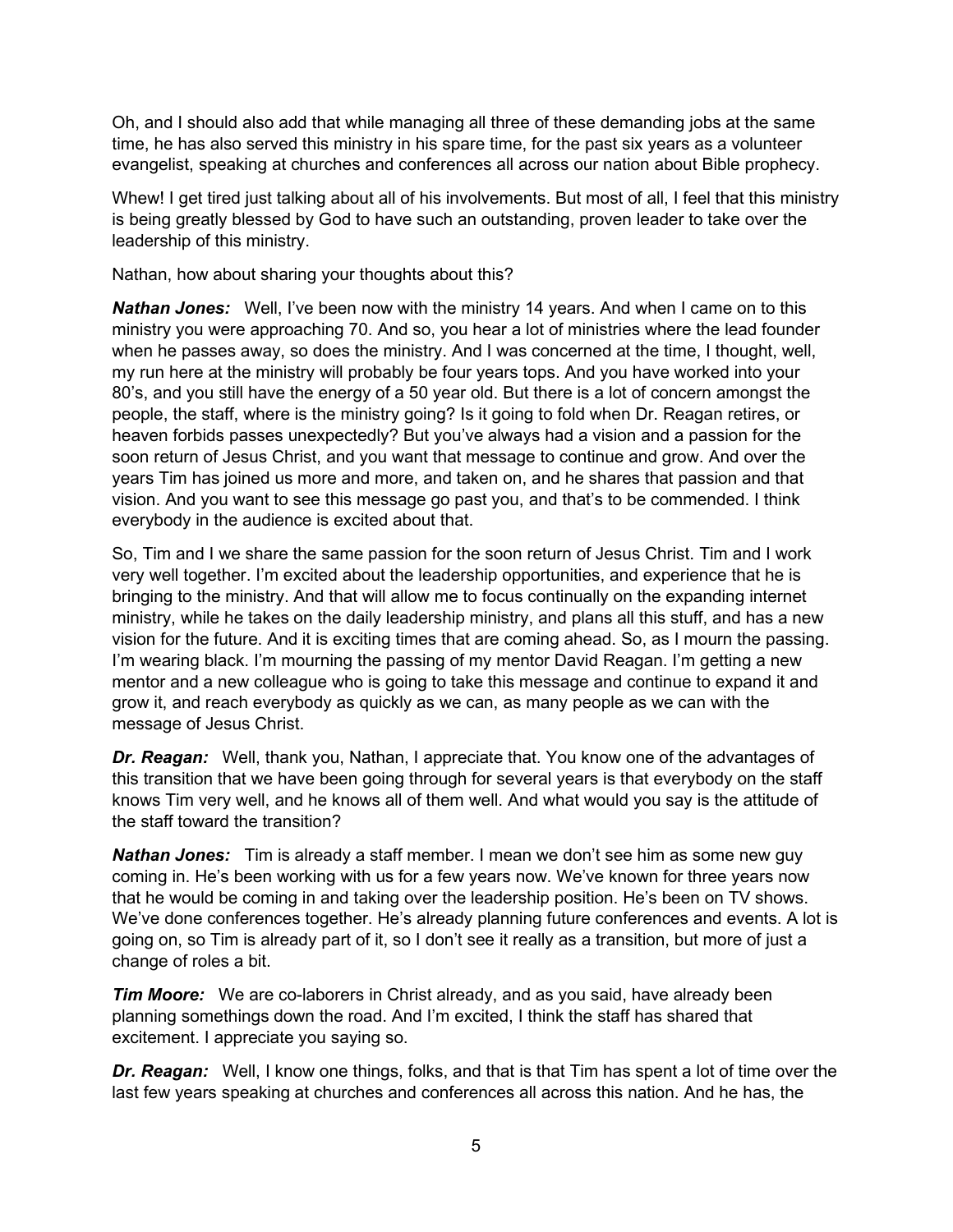Oh, and I should also add that while managing all three of these demanding jobs at the same time, he has also served this ministry in his spare time, for the past six years as a volunteer evangelist, speaking at churches and conferences all across our nation about Bible prophecy.

Whew! I get tired just talking about all of his involvements. But most of all, I feel that this ministry is being greatly blessed by God to have such an outstanding, proven leader to take over the leadership of this ministry.

Nathan, how about sharing your thoughts about this?

***Nathan Jones:*** Well, I've been now with the ministry 14 years. And when I came on to this ministry you were approaching 70. And so, you hear a lot of ministries where the lead founder when he passes away, so does the ministry. And I was concerned at the time, I thought, well, my run here at the ministry will probably be four years tops. And you have worked into your 80's, and you still have the energy of a 50 year old. But there is a lot of concern amongst the people, the staff, where is the ministry going? Is it going to fold when Dr. Reagan retires, or heaven forbids passes unexpectedly? But you've always had a vision and a passion for the soon return of Jesus Christ, and you want that message to continue and grow. And over the years Tim has joined us more and more, and taken on, and he shares that passion and that vision. And you want to see this message go past you, and that's to be commended. I think everybody in the audience is excited about that.

So, Tim and I we share the same passion for the soon return of Jesus Christ. Tim and I work very well together. I'm excited about the leadership opportunities, and experience that he is bringing to the ministry. And that will allow me to focus continually on the expanding internet ministry, while he takes on the daily leadership ministry, and plans all this stuff, and has a new vision for the future. And it is exciting times that are coming ahead. So, as I mourn the passing. I'm wearing black. I'm mourning the passing of my mentor David Reagan. I'm getting a new mentor and a new colleague who is going to take this message and continue to expand it and grow it, and reach everybody as quickly as we can, as many people as we can with the message of Jesus Christ.

***Dr. Reagan:*** Well, thank you, Nathan, I appreciate that. You know one of the advantages of this transition that we have been going through for several years is that everybody on the staff knows Tim very well, and he knows all of them well. And what would you say is the attitude of the staff toward the transition?

***Nathan Jones:*** Tim is already a staff member. I mean we don't see him as some new guy coming in. He's been working with us for a few years now. We've known for three years now that he would be coming in and taking over the leadership position. He's been on TV shows. We've done conferences together. He's already planning future conferences and events. A lot is going on, so Tim is already part of it, so I don't see it really as a transition, but more of just a change of roles a bit.

***Tim Moore:*** We are co-laborers in Christ already, and as you said, have already been planning somethings down the road. And I'm excited, I think the staff has shared that excitement. I appreciate you saying so.

***Dr. Reagan:*** Well, I know one things, folks, and that is that Tim has spent a lot of time over the last few years speaking at churches and conferences all across this nation. And he has, the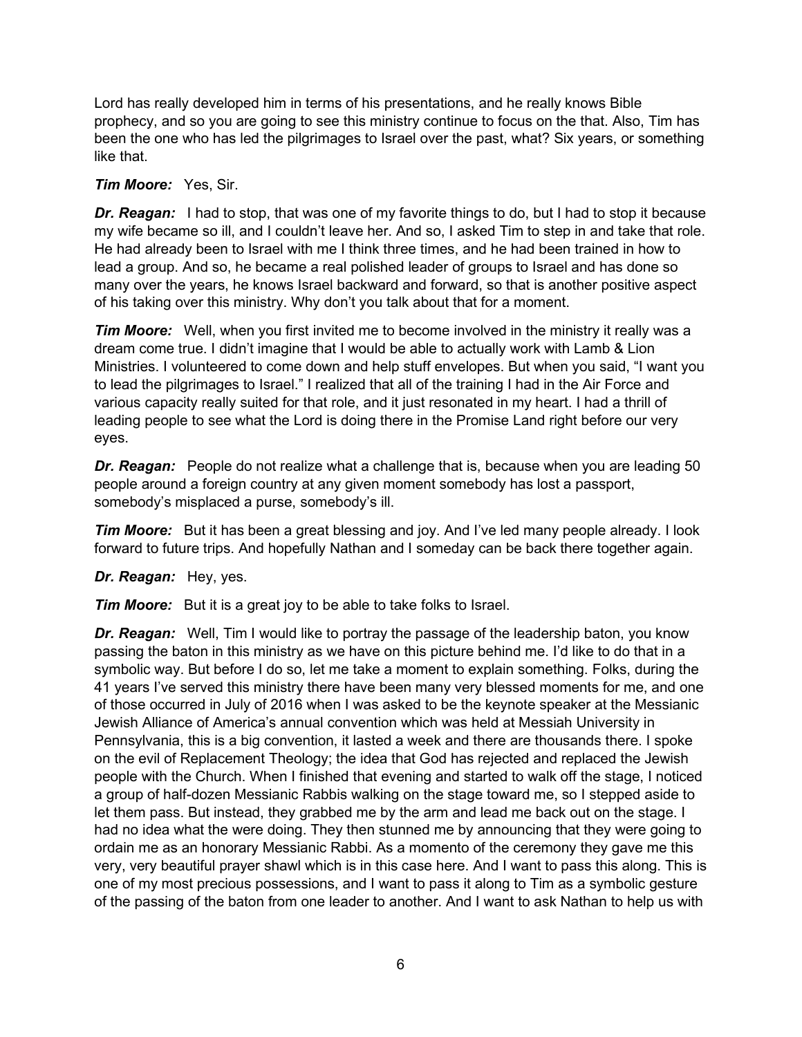Lord has really developed him in terms of his presentations, and he really knows Bible prophecy, and so you are going to see this ministry continue to focus on the that. Also, Tim has been the one who has led the pilgrimages to Israel over the past, what? Six years, or something like that.

***Tim Moore:*** Yes, Sir.

***Dr. Reagan:*** I had to stop, that was one of my favorite things to do, but I had to stop it because my wife became so ill, and I couldn't leave her. And so, I asked Tim to step in and take that role. He had already been to Israel with me I think three times, and he had been trained in how to lead a group. And so, he became a real polished leader of groups to Israel and has done so many over the years, he knows Israel backward and forward, so that is another positive aspect of his taking over this ministry. Why don't you talk about that for a moment.

***Tim Moore:*** Well, when you first invited me to become involved in the ministry it really was a dream come true. I didn't imagine that I would be able to actually work with Lamb & Lion Ministries. I volunteered to come down and help stuff envelopes. But when you said, "I want you to lead the pilgrimages to Israel." I realized that all of the training I had in the Air Force and various capacity really suited for that role, and it just resonated in my heart. I had a thrill of leading people to see what the Lord is doing there in the Promise Land right before our very eyes.

***Dr. Reagan:*** People do not realize what a challenge that is, because when you are leading 50 people around a foreign country at any given moment somebody has lost a passport, somebody's misplaced a purse, somebody's ill.

***Tim Moore:*** But it has been a great blessing and joy. And I've led many people already. I look forward to future trips. And hopefully Nathan and I someday can be back there together again.

***Dr. Reagan:*** Hey, yes.

***Tim Moore:*** But it is a great joy to be able to take folks to Israel.

***Dr. Reagan:*** Well, Tim I would like to portray the passage of the leadership baton, you know passing the baton in this ministry as we have on this picture behind me. I'd like to do that in a symbolic way. But before I do so, let me take a moment to explain something. Folks, during the 41 years I've served this ministry there have been many very blessed moments for me, and one of those occurred in July of 2016 when I was asked to be the keynote speaker at the Messianic Jewish Alliance of America's annual convention which was held at Messiah University in Pennsylvania, this is a big convention, it lasted a week and there are thousands there. I spoke on the evil of Replacement Theology; the idea that God has rejected and replaced the Jewish people with the Church. When I finished that evening and started to walk off the stage, I noticed a group of half-dozen Messianic Rabbis walking on the stage toward me, so I stepped aside to let them pass. But instead, they grabbed me by the arm and lead me back out on the stage. I had no idea what the were doing. They then stunned me by announcing that they were going to ordain me as an honorary Messianic Rabbi. As a momento of the ceremony they gave me this very, very beautiful prayer shawl which is in this case here. And I want to pass this along. This is one of my most precious possessions, and I want to pass it along to Tim as a symbolic gesture of the passing of the baton from one leader to another. And I want to ask Nathan to help us with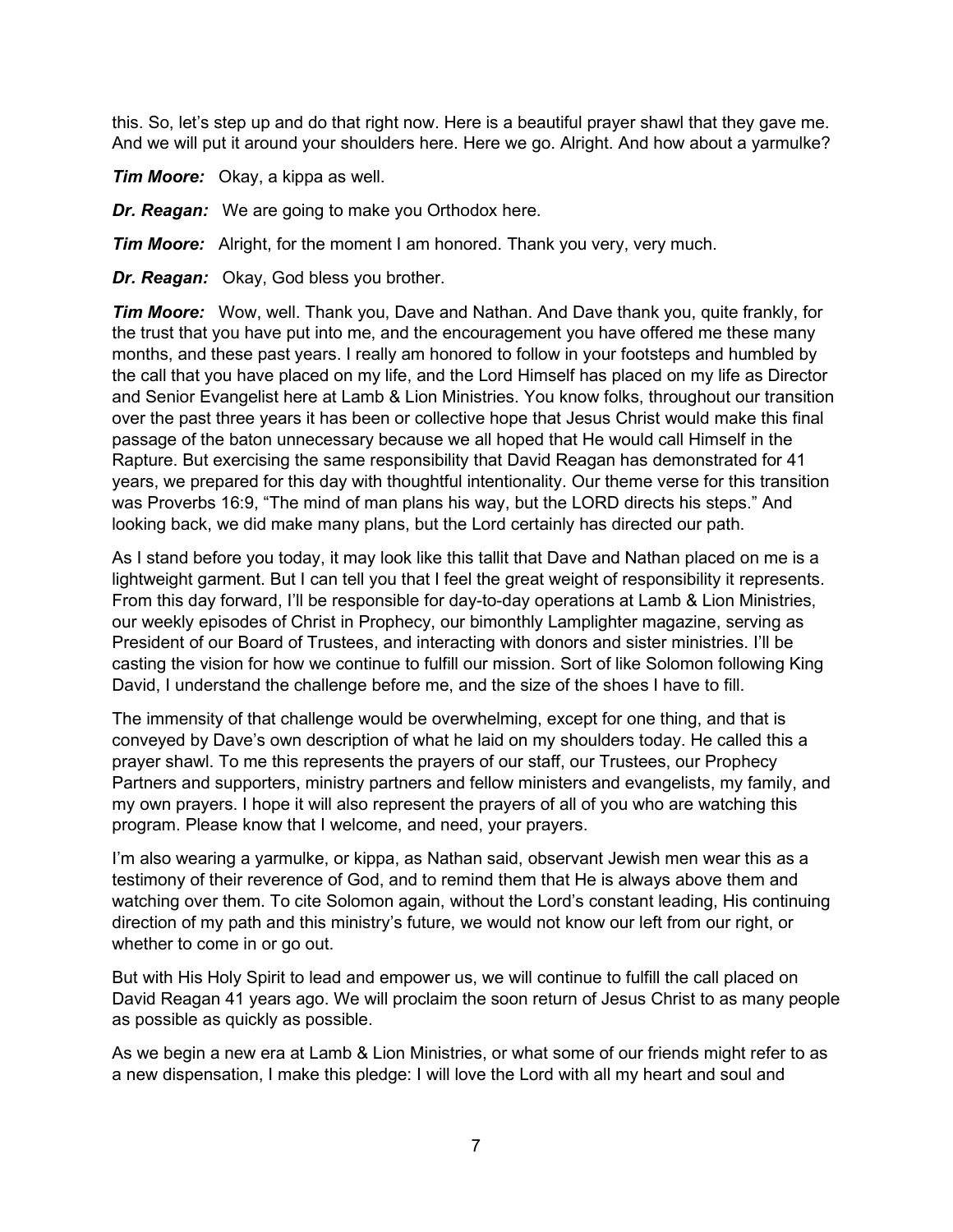this. So, let's step up and do that right now. Here is a beautiful prayer shawl that they gave me. And we will put it around your shoulders here. Here we go. Alright. And how about a yarmulke?

***Tim Moore:*** Okay, a kippa as well.

***Dr. Reagan:*** We are going to make you Orthodox here.

***Tim Moore:*** Alright, for the moment I am honored. Thank you very, very much.

***Dr. Reagan:*** Okay, God bless you brother.

***Tim Moore:*** Wow, well. Thank you, Dave and Nathan. And Dave thank you, quite frankly, for the trust that you have put into me, and the encouragement you have offered me these many months, and these past years. I really am honored to follow in your footsteps and humbled by the call that you have placed on my life, and the Lord Himself has placed on my life as Director and Senior Evangelist here at Lamb & Lion Ministries. You know folks, throughout our transition over the past three years it has been or collective hope that Jesus Christ would make this final passage of the baton unnecessary because we all hoped that He would call Himself in the Rapture. But exercising the same responsibility that David Reagan has demonstrated for 41 years, we prepared for this day with thoughtful intentionality. Our theme verse for this transition was Proverbs 16:9, "The mind of man plans his way, but the LORD directs his steps." And looking back, we did make many plans, but the Lord certainly has directed our path.

As I stand before you today, it may look like this tallit that Dave and Nathan placed on me is a lightweight garment. But I can tell you that I feel the great weight of responsibility it represents. From this day forward, I'll be responsible for day-to-day operations at Lamb & Lion Ministries, our weekly episodes of Christ in Prophecy, our bimonthly Lamplighter magazine, serving as President of our Board of Trustees, and interacting with donors and sister ministries. I'll be casting the vision for how we continue to fulfill our mission. Sort of like Solomon following King David, I understand the challenge before me, and the size of the shoes I have to fill.

The immensity of that challenge would be overwhelming, except for one thing, and that is conveyed by Dave's own description of what he laid on my shoulders today. He called this a prayer shawl. To me this represents the prayers of our staff, our Trustees, our Prophecy Partners and supporters, ministry partners and fellow ministers and evangelists, my family, and my own prayers. I hope it will also represent the prayers of all of you who are watching this program. Please know that I welcome, and need, your prayers.

I'm also wearing a yarmulke, or kippa, as Nathan said, observant Jewish men wear this as a testimony of their reverence of God, and to remind them that He is always above them and watching over them. To cite Solomon again, without the Lord's constant leading, His continuing direction of my path and this ministry's future, we would not know our left from our right, or whether to come in or go out.

But with His Holy Spirit to lead and empower us, we will continue to fulfill the call placed on David Reagan 41 years ago. We will proclaim the soon return of Jesus Christ to as many people as possible as quickly as possible.

As we begin a new era at Lamb & Lion Ministries, or what some of our friends might refer to as a new dispensation, I make this pledge: I will love the Lord with all my heart and soul and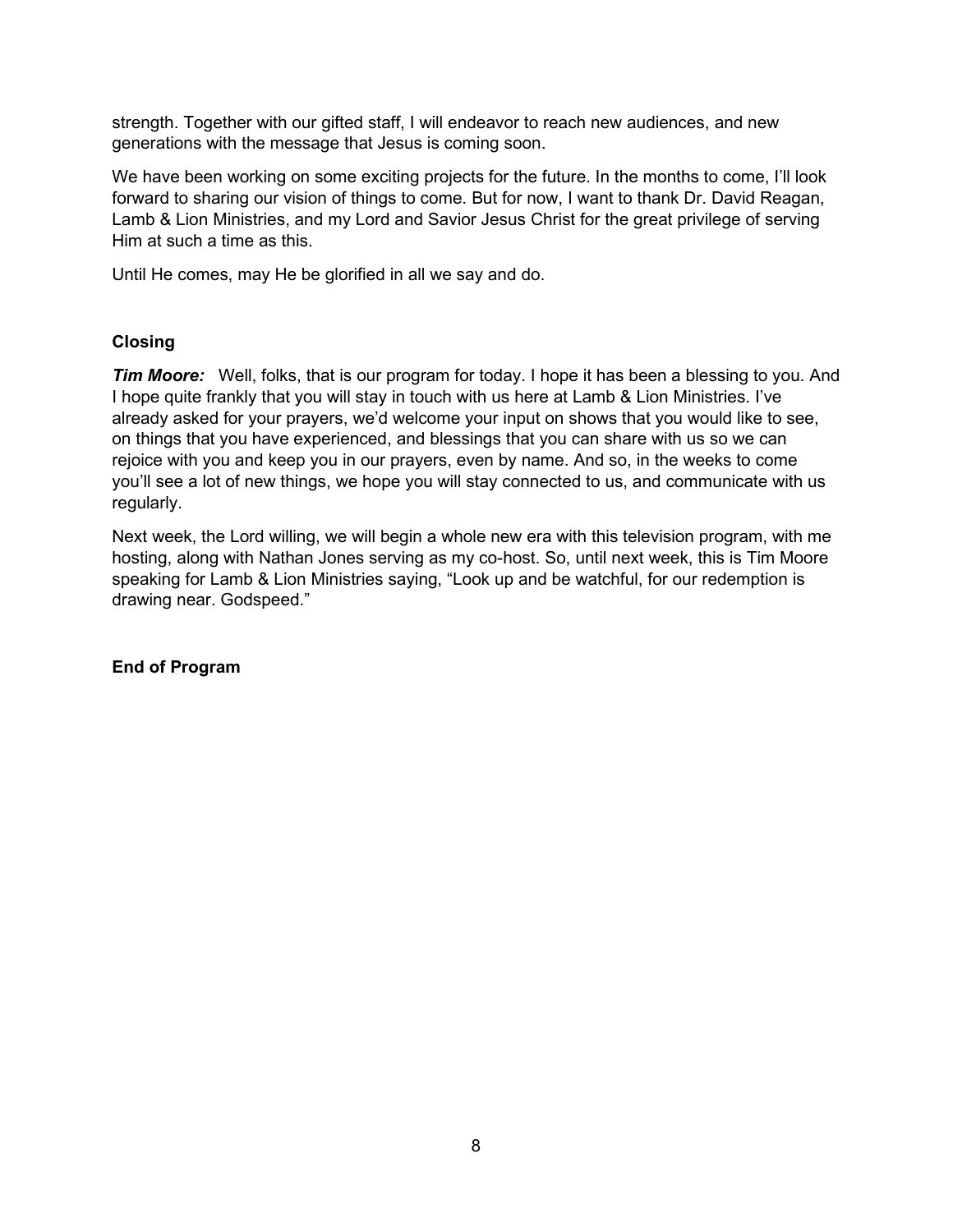strength. Together with our gifted staff, I will endeavor to reach new audiences, and new generations with the message that Jesus is coming soon.

We have been working on some exciting projects for the future. In the months to come, I'll look forward to sharing our vision of things to come. But for now, I want to thank Dr. David Reagan, Lamb & Lion Ministries, and my Lord and Savior Jesus Christ for the great privilege of serving Him at such a time as this.

Until He comes, may He be glorified in all we say and do.

**Closing**

***Tim Moore:*** Well, folks, that is our program for today. I hope it has been a blessing to you. And I hope quite frankly that you will stay in touch with us here at Lamb & Lion Ministries. I've already asked for your prayers, we'd welcome your input on shows that you would like to see, on things that you have experienced, and blessings that you can share with us so we can rejoice with you and keep you in our prayers, even by name. And so, in the weeks to come you'll see a lot of new things, we hope you will stay connected to us, and communicate with us regularly.

Next week, the Lord willing, we will begin a whole new era with this television program, with me hosting, along with Nathan Jones serving as my co-host. So, until next week, this is Tim Moore speaking for Lamb & Lion Ministries saying, "Look up and be watchful, for our redemption is drawing near. Godspeed."

**End of Program**